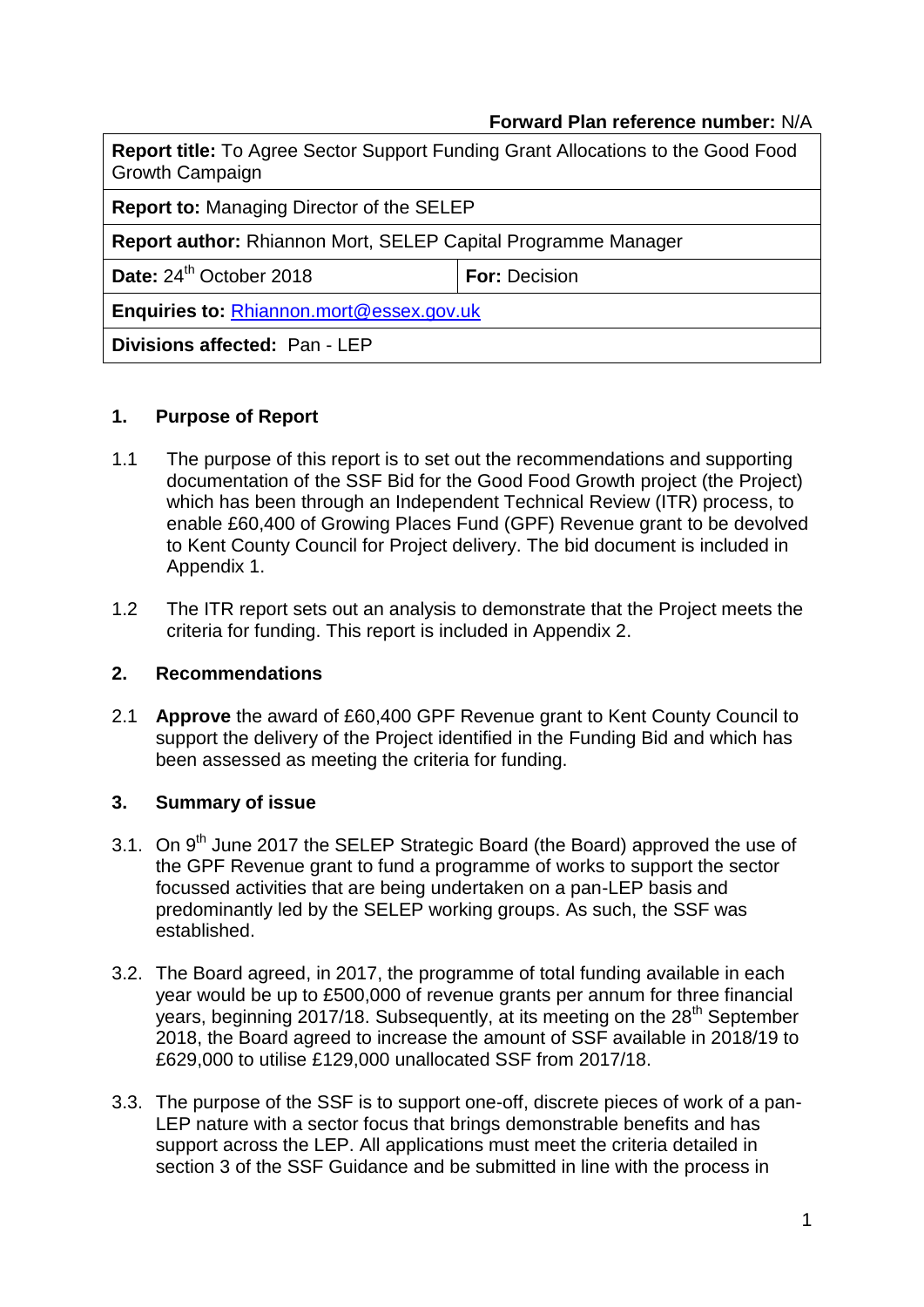**Forward Plan reference number:** N/A

| **Report title:** To Agree Sector Support Funding Grant Allocations to the Good Food Growth Campaign | |
|---|---|
| **Report to:** Managing Director of the SELEP | |
| **Report author:** Rhiannon Mort, SELEP Capital Programme Manager | |
| **Date:** 24th October 2018 | **For:** Decision |
| **Enquiries to:** [Rhiannon.mort@essex.gov.uk](mailto:Rhiannon.mort@essex.gov.uk) | |
| **Divisions affected:** Pan - LEP | |

## 1. Purpose of Report

1.1 The purpose of this report is to set out the recommendations and supporting documentation of the SSF Bid for the Good Food Growth project (the Project) which has been through an Independent Technical Review (ITR) process, to enable £60,400 of Growing Places Fund (GPF) Revenue grant to be devolved to Kent County Council for Project delivery. The bid document is included in Appendix 1.

1.2 The ITR report sets out an analysis to demonstrate that the Project meets the criteria for funding. This report is included in Appendix 2.

## 2. Recommendations

2.1 **Approve** the award of £60,400 GPF Revenue grant to Kent County Council to support the delivery of the Project identified in the Funding Bid and which has been assessed as meeting the criteria for funding.

## 3. Summary of issue

3.1. On 9th June 2017 the SELEP Strategic Board (the Board) approved the use of the GPF Revenue grant to fund a programme of works to support the sector focussed activities that are being undertaken on a pan-LEP basis and predominantly led by the SELEP working groups. As such, the SSF was established.

3.2. The Board agreed, in 2017, the programme of total funding available in each year would be up to £500,000 of revenue grants per annum for three financial years, beginning 2017/18. Subsequently, at its meeting on the 28th September 2018, the Board agreed to increase the amount of SSF available in 2018/19 to £629,000 to utilise £129,000 unallocated SSF from 2017/18.

3.3. The purpose of the SSF is to support one-off, discrete pieces of work of a pan-LEP nature with a sector focus that brings demonstrable benefits and has support across the LEP. All applications must meet the criteria detailed in section 3 of the SSF Guidance and be submitted in line with the process in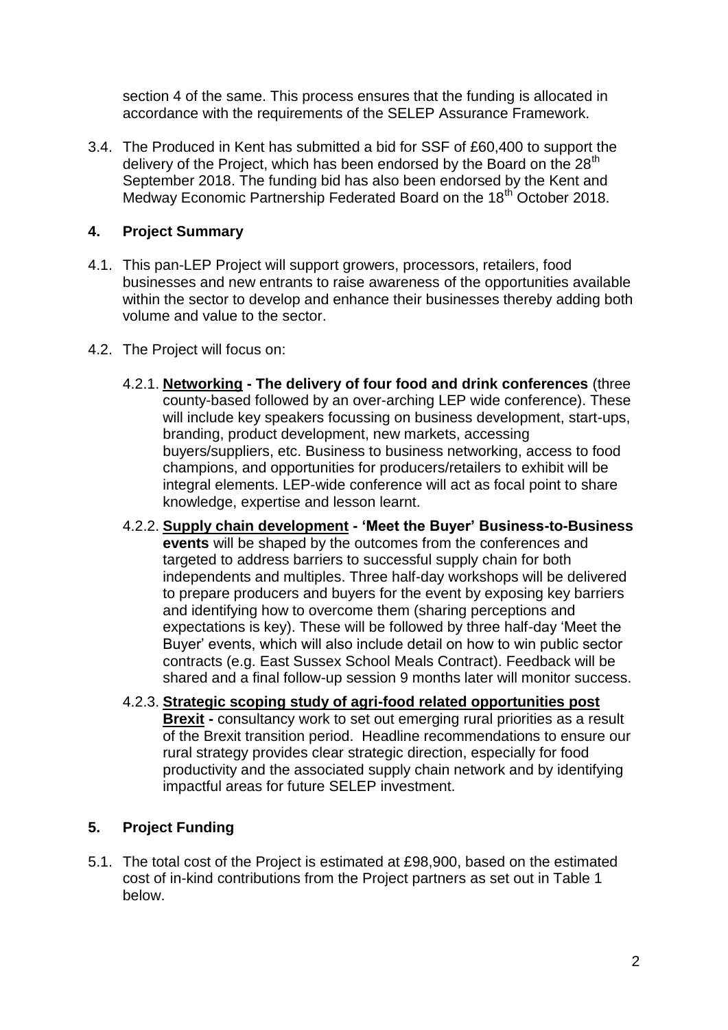section 4 of the same. This process ensures that the funding is allocated in accordance with the requirements of the SELEP Assurance Framework.

3.4. The Produced in Kent has submitted a bid for SSF of £60,400 to support the delivery of the Project, which has been endorsed by the Board on the 28th September 2018. The funding bid has also been endorsed by the Kent and Medway Economic Partnership Federated Board on the 18th October 2018.

## 4. Project Summary

4.1. This pan-LEP Project will support growers, processors, retailers, food businesses and new entrants to raise awareness of the opportunities available within the sector to develop and enhance their businesses thereby adding both volume and value to the sector.

4.2. The Project will focus on:

4.2.1. **Networking - The delivery of four food and drink conferences** (three county-based followed by an over-arching LEP wide conference). These will include key speakers focussing on business development, start-ups, branding, product development, new markets, accessing buyers/suppliers, etc. Business to business networking, access to food champions, and opportunities for producers/retailers to exhibit will be integral elements. LEP-wide conference will act as focal point to share knowledge, expertise and lesson learnt.

4.2.2. **Supply chain development - 'Meet the Buyer' Business-to-Business events** will be shaped by the outcomes from the conferences and targeted to address barriers to successful supply chain for both independents and multiples. Three half-day workshops will be delivered to prepare producers and buyers for the event by exposing key barriers and identifying how to overcome them (sharing perceptions and expectations is key). These will be followed by three half-day 'Meet the Buyer' events, which will also include detail on how to win public sector contracts (e.g. East Sussex School Meals Contract). Feedback will be shared and a final follow-up session 9 months later will monitor success.

4.2.3. **Strategic scoping study of agri-food related opportunities post Brexit -** consultancy work to set out emerging rural priorities as a result of the Brexit transition period. Headline recommendations to ensure our rural strategy provides clear strategic direction, especially for food productivity and the associated supply chain network and by identifying impactful areas for future SELEP investment.

## 5. Project Funding

5.1. The total cost of the Project is estimated at £98,900, based on the estimated cost of in-kind contributions from the Project partners as set out in Table 1 below.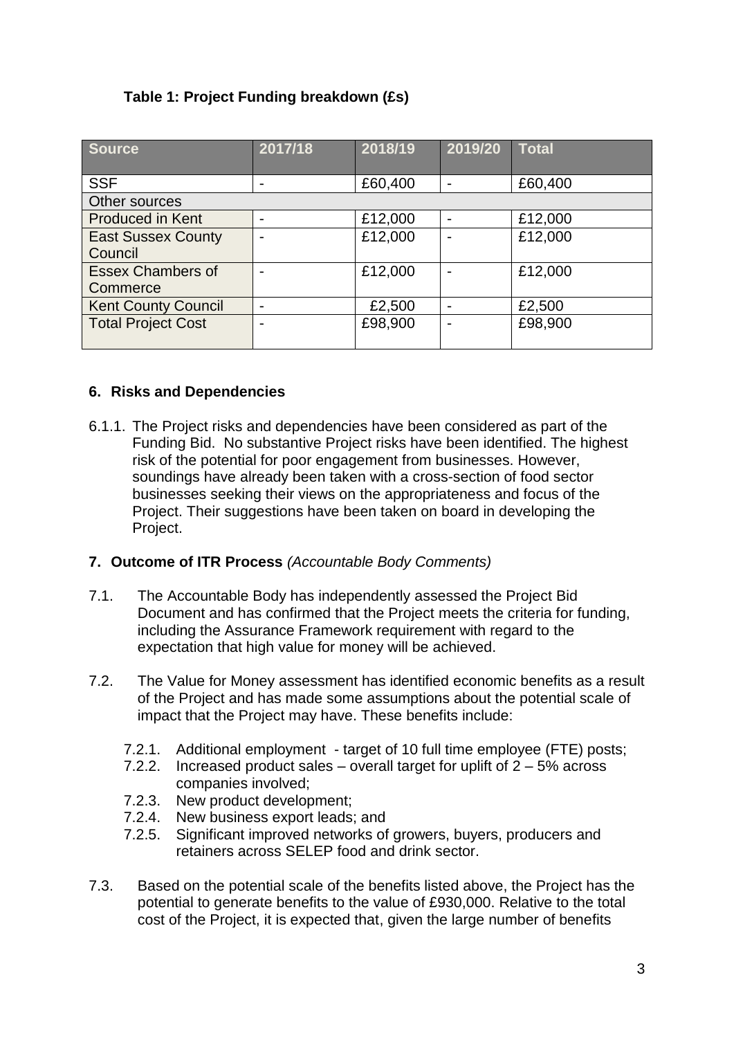**Table 1: Project Funding breakdown (£s)**

| Source | 2017/18 | 2018/19 | 2019/20 | Total |
|---|---|---|---|---|
| SSF | - | £60,400 | - | £60,400 |
| Other sources | | | | |
| Produced in Kent | - | £12,000 | - | £12,000 |
| East Sussex County Council | - | £12,000 | - | £12,000 |
| Essex Chambers of Commerce | - | £12,000 | - | £12,000 |
| Kent County Council | - | £2,500 | - | £2,500 |
| Total Project Cost | - | £98,900 | - | £98,900 |

## 6. Risks and Dependencies

6.1.1. The Project risks and dependencies have been considered as part of the Funding Bid. No substantive Project risks have been identified. The highest risk of the potential for poor engagement from businesses. However, soundings have already been taken with a cross-section of food sector businesses seeking their views on the appropriateness and focus of the Project. Their suggestions have been taken on board in developing the Project.

## 7. Outcome of ITR Process *(Accountable Body Comments)*

7.1. The Accountable Body has independently assessed the Project Bid Document and has confirmed that the Project meets the criteria for funding, including the Assurance Framework requirement with regard to the expectation that high value for money will be achieved.

7.2. The Value for Money assessment has identified economic benefits as a result of the Project and has made some assumptions about the potential scale of impact that the Project may have. These benefits include:

- 7.2.1. Additional employment - target of 10 full time employee (FTE) posts;
- 7.2.2. Increased product sales – overall target for uplift of 2 – 5% across companies involved;
- 7.2.3. New product development;
- 7.2.4. New business export leads; and
- 7.2.5. Significant improved networks of growers, buyers, producers and retainers across SELEP food and drink sector.

7.3. Based on the potential scale of the benefits listed above, the Project has the potential to generate benefits to the value of £930,000. Relative to the total cost of the Project, it is expected that, given the large number of benefits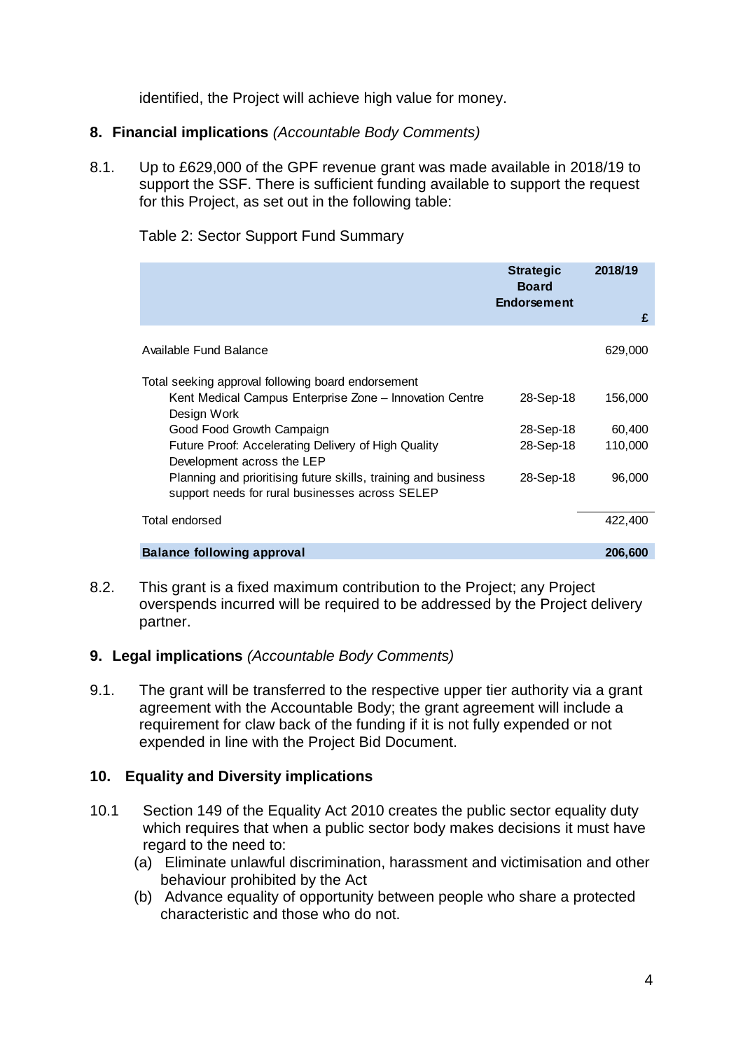identified, the Project will achieve high value for money.

## 8. Financial implications *(Accountable Body Comments)*

8.1. Up to £629,000 of the GPF revenue grant was made available in 2018/19 to support the SSF. There is sufficient funding available to support the request for this Project, as set out in the following table:

Table 2: Sector Support Fund Summary

| | Strategic Board Endorsement | 2018/19 £ |
|---|---|---|
| Available Fund Balance | | 629,000 |
| Total seeking approval following board endorsement | | |
| Kent Medical Campus Enterprise Zone – Innovation Centre Design Work | 28-Sep-18 | 156,000 |
| Good Food Growth Campaign | 28-Sep-18 | 60,400 |
| Future Proof: Accelerating Delivery of High Quality Development across the LEP | 28-Sep-18 | 110,000 |
| Planning and prioritising future skills, training and business support needs for rural businesses across SELEP | 28-Sep-18 | 96,000 |
| Total endorsed | | 422,400 |
| **Balance following approval** | | **206,600** |

8.2. This grant is a fixed maximum contribution to the Project; any Project overspends incurred will be required to be addressed by the Project delivery partner.

## 9. Legal implications *(Accountable Body Comments)*

9.1. The grant will be transferred to the respective upper tier authority via a grant agreement with the Accountable Body; the grant agreement will include a requirement for claw back of the funding if it is not fully expended or not expended in line with the Project Bid Document.

## 10. Equality and Diversity implications

10.1 Section 149 of the Equality Act 2010 creates the public sector equality duty which requires that when a public sector body makes decisions it must have regard to the need to:

(a) Eliminate unlawful discrimination, harassment and victimisation and other behaviour prohibited by the Act

(b) Advance equality of opportunity between people who share a protected characteristic and those who do not.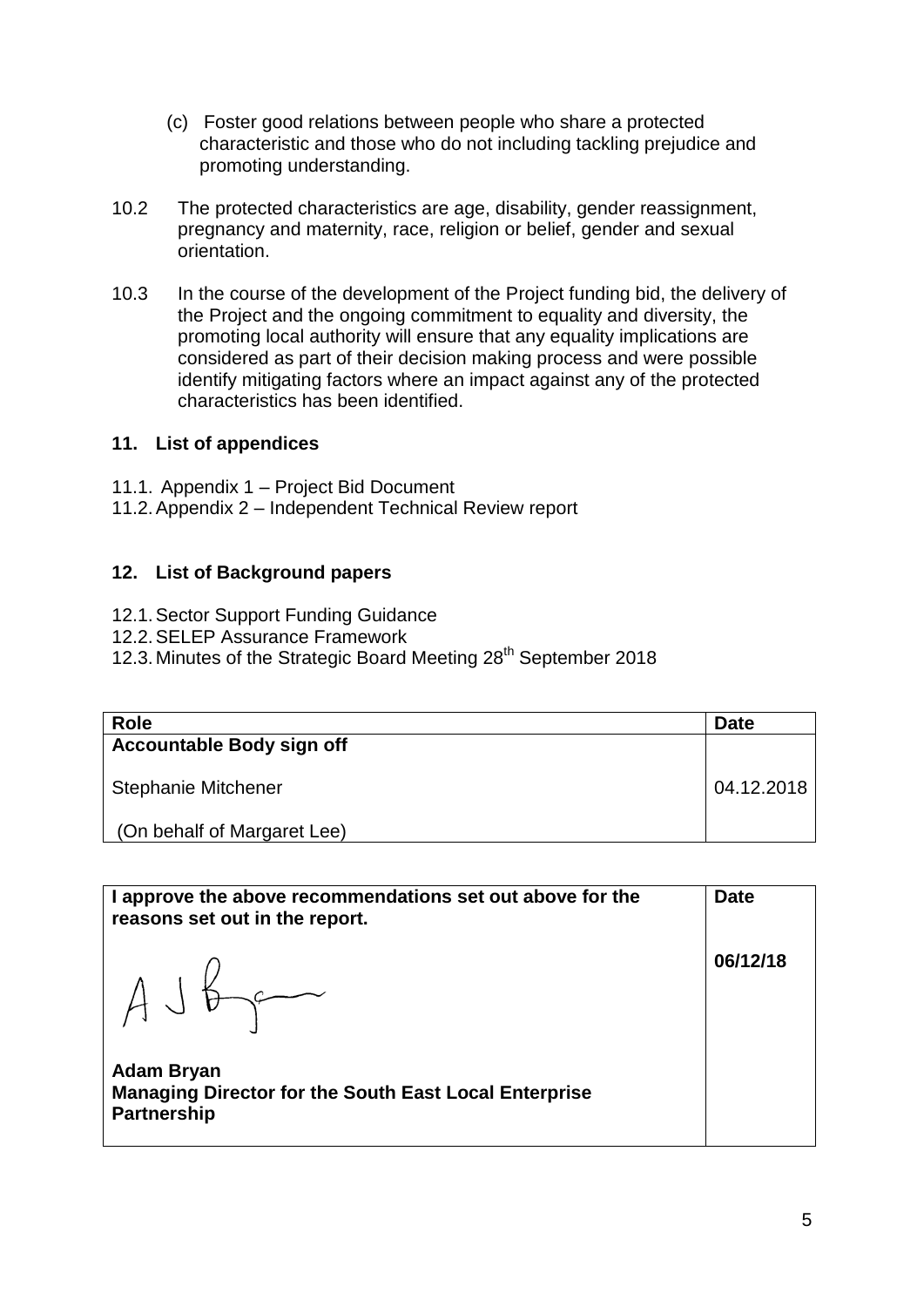(c) Foster good relations between people who share a protected characteristic and those who do not including tackling prejudice and promoting understanding.

10.2 The protected characteristics are age, disability, gender reassignment, pregnancy and maternity, race, religion or belief, gender and sexual orientation.

10.3 In the course of the development of the Project funding bid, the delivery of the Project and the ongoing commitment to equality and diversity, the promoting local authority will ensure that any equality implications are considered as part of their decision making process and were possible identify mitigating factors where an impact against any of the protected characteristics has been identified.

## 11. List of appendices

11.1. Appendix 1 – Project Bid Document
11.2. Appendix 2 – Independent Technical Review report

## 12. List of Background papers

12.1. Sector Support Funding Guidance
12.2. SELEP Assurance Framework
12.3. Minutes of the Strategic Board Meeting 28th September 2018

| Role | Date |
|---|---|
| **Accountable Body sign off**<br><br>Stephanie Mitchener<br><br>(On behalf of Margaret Lee) | 04.12.2018 |

| I approve the above recommendations set out above for the reasons set out in the report. | Date |
|---|---|
| [Signature]<br><br>**Adam Bryan**<br>**Managing Director for the South East Local Enterprise Partnership** | **06/12/18** |